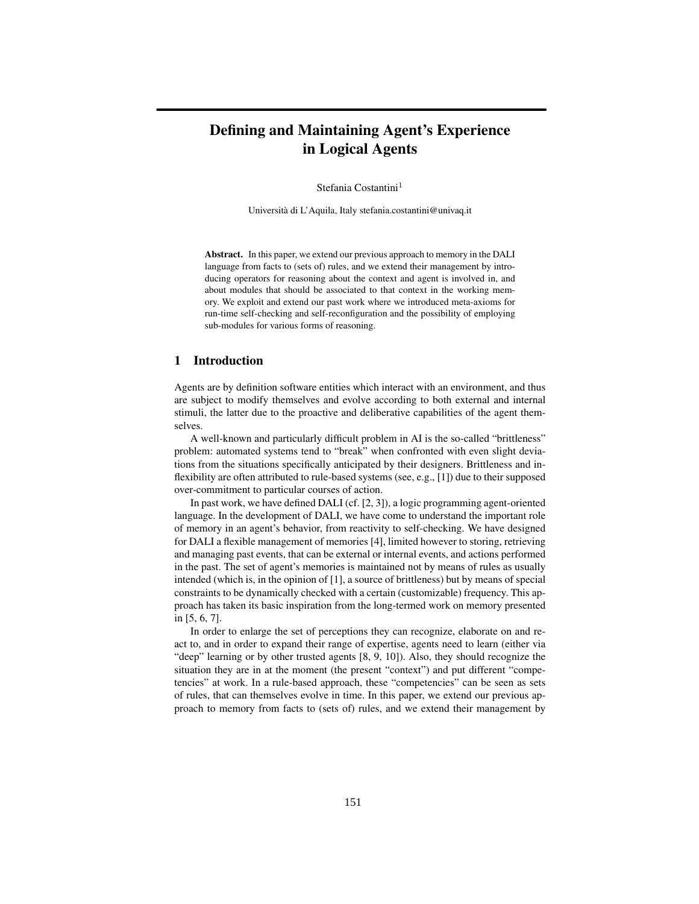# Defining and Maintaining Agent's Experience in Logical Agents

Stefania Costantini[1]

Università di L'Aquila, Italy stefania.costantini@univaq.it

**Abstract.** In this paper, we extend our previous approach to memory in the DALI language from facts to (sets of) rules, and we extend their management by introducing operators for reasoning about the context and agent is involved in, and about modules that should be associated to that context in the working memory. We exploit and extend our past work where we introduced meta-axioms for run-time self-checking and self-reconfiguration and the possibility of employing sub-modules for various forms of reasoning.

## 1 Introduction

Agents are by definition software entities which interact with an environment, and thus are subject to modify themselves and evolve according to both external and internal stimuli, the latter due to the proactive and deliberative capabilities of the agent themselves.

A well-known and particularly difficult problem in AI is the so-called "brittleness" problem: automated systems tend to "break" when confronted with even slight deviations from the situations specifically anticipated by their designers. Brittleness and inflexibility are often attributed to rule-based systems (see, e.g., [1]) due to their supposed over-commitment to particular courses of action.

In past work, we have defined DALI (cf. [2, 3]), a logic programming agent-oriented language. In the development of DALI, we have come to understand the important role of memory in an agent's behavior, from reactivity to self-checking. We have designed for DALI a flexible management of memories [4], limited however to storing, retrieving and managing past events, that can be external or internal events, and actions performed in the past. The set of agent's memories is maintained not by means of rules as usually intended (which is, in the opinion of [1], a source of brittleness) but by means of special constraints to be dynamically checked with a certain (customizable) frequency. This approach has taken its basic inspiration from the long-termed work on memory presented in [5, 6, 7].

In order to enlarge the set of perceptions they can recognize, elaborate on and react to, and in order to expand their range of expertise, agents need to learn (either via "deep" learning or by other trusted agents [8, 9, 10]). Also, they should recognize the situation they are in at the moment (the present "context") and put different "competencies" at work. In a rule-based approach, these "competencies" can be seen as sets of rules, that can themselves evolve in time. In this paper, we extend our previous approach to memory from facts to (sets of) rules, and we extend their management by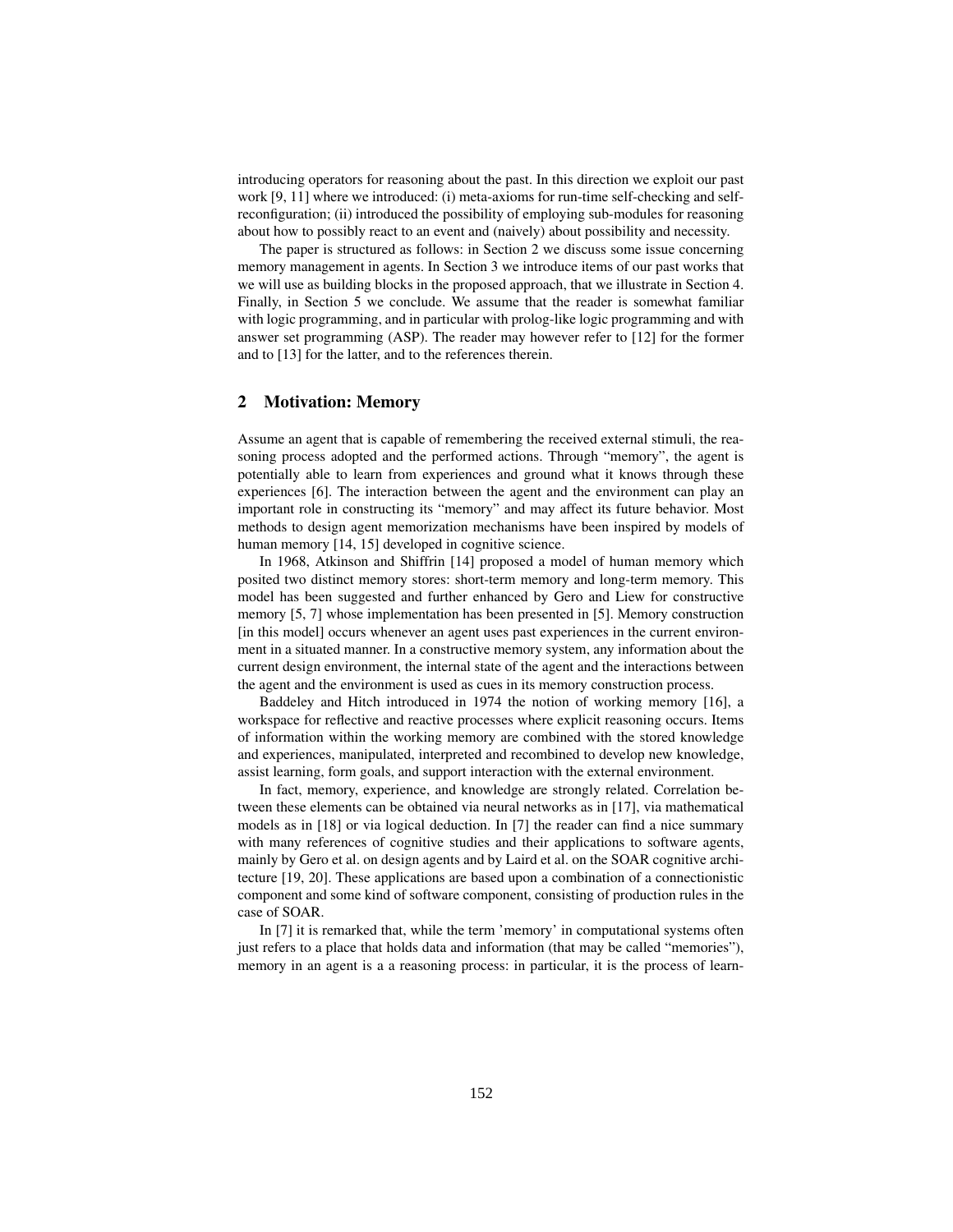introducing operators for reasoning about the past. In this direction we exploit our past work [9, 11] where we introduced: (i) meta-axioms for run-time self-checking and self-reconfiguration; (ii) introduced the possibility of employing sub-modules for reasoning about how to possibly react to an event and (naively) about possibility and necessity.

The paper is structured as follows: in Section 2 we discuss some issue concerning memory management in agents. In Section 3 we introduce items of our past works that we will use as building blocks in the proposed approach, that we illustrate in Section 4. Finally, in Section 5 we conclude. We assume that the reader is somewhat familiar with logic programming, and in particular with prolog-like logic programming and with answer set programming (ASP). The reader may however refer to [12] for the former and to [13] for the latter, and to the references therein.

## 2 Motivation: Memory

Assume an agent that is capable of remembering the received external stimuli, the reasoning process adopted and the performed actions. Through "memory", the agent is potentially able to learn from experiences and ground what it knows through these experiences [6]. The interaction between the agent and the environment can play an important role in constructing its "memory" and may affect its future behavior. Most methods to design agent memorization mechanisms have been inspired by models of human memory [14, 15] developed in cognitive science.

In 1968, Atkinson and Shiffrin [14] proposed a model of human memory which posited two distinct memory stores: short-term memory and long-term memory. This model has been suggested and further enhanced by Gero and Liew for constructive memory [5, 7] whose implementation has been presented in [5]. Memory construction [in this model] occurs whenever an agent uses past experiences in the current environment in a situated manner. In a constructive memory system, any information about the current design environment, the internal state of the agent and the interactions between the agent and the environment is used as cues in its memory construction process.

Baddeley and Hitch introduced in 1974 the notion of working memory [16], a workspace for reflective and reactive processes where explicit reasoning occurs. Items of information within the working memory are combined with the stored knowledge and experiences, manipulated, interpreted and recombined to develop new knowledge, assist learning, form goals, and support interaction with the external environment.

In fact, memory, experience, and knowledge are strongly related. Correlation between these elements can be obtained via neural networks as in [17], via mathematical models as in [18] or via logical deduction. In [7] the reader can find a nice summary with many references of cognitive studies and their applications to software agents, mainly by Gero et al. on design agents and by Laird et al. on the SOAR cognitive architecture [19, 20]. These applications are based upon a combination of a connectionistic component and some kind of software component, consisting of production rules in the case of SOAR.

In [7] it is remarked that, while the term 'memory' in computational systems often just refers to a place that holds data and information (that may be called "memories"), memory in an agent is a a reasoning process: in particular, it is the process of learn-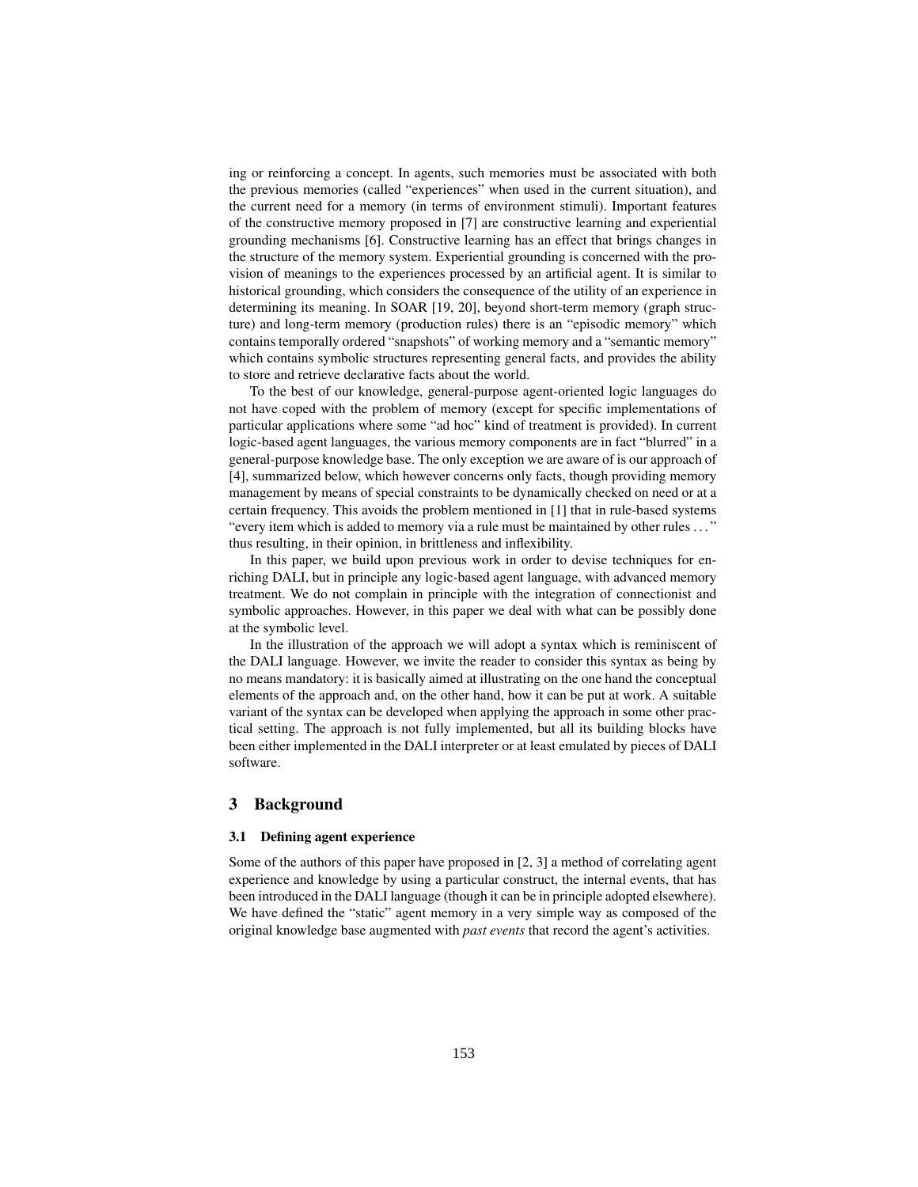ing or reinforcing a concept. In agents, such memories must be associated with both the previous memories (called "experiences" when used in the current situation), and the current need for a memory (in terms of environment stimuli). Important features of the constructive memory proposed in [7] are constructive learning and experiential grounding mechanisms [6]. Constructive learning has an effect that brings changes in the structure of the memory system. Experiential grounding is concerned with the provision of meanings to the experiences processed by an artificial agent. It is similar to historical grounding, which considers the consequence of the utility of an experience in determining its meaning. In SOAR [19, 20], beyond short-term memory (graph structure) and long-term memory (production rules) there is an "episodic memory" which contains temporally ordered "snapshots" of working memory and a "semantic memory" which contains symbolic structures representing general facts, and provides the ability to store and retrieve declarative facts about the world.

To the best of our knowledge, general-purpose agent-oriented logic languages do not have coped with the problem of memory (except for specific implementations of particular applications where some "ad hoc" kind of treatment is provided). In current logic-based agent languages, the various memory components are in fact "blurred" in a general-purpose knowledge base. The only exception we are aware of is our approach of [4], summarized below, which however concerns only facts, though providing memory management by means of special constraints to be dynamically checked on need or at a certain frequency. This avoids the problem mentioned in [1] that in rule-based systems "every item which is added to memory via a rule must be maintained by other rules ..." thus resulting, in their opinion, in brittleness and inflexibility.

In this paper, we build upon previous work in order to devise techniques for enriching DALI, but in principle any logic-based agent language, with advanced memory treatment. We do not complain in principle with the integration of connectionist and symbolic approaches. However, in this paper we deal with what can be possibly done at the symbolic level.

In the illustration of the approach we will adopt a syntax which is reminiscent of the DALI language. However, we invite the reader to consider this syntax as being by no means mandatory: it is basically aimed at illustrating on the one hand the conceptual elements of the approach and, on the other hand, how it can be put at work. A suitable variant of the syntax can be developed when applying the approach in some other practical setting. The approach is not fully implemented, but all its building blocks have been either implemented in the DALI interpreter or at least emulated by pieces of DALI software.

## 3 Background

### 3.1 Defining agent experience

Some of the authors of this paper have proposed in [2, 3] a method of correlating agent experience and knowledge by using a particular construct, the internal events, that has been introduced in the DALI language (though it can be in principle adopted elsewhere). We have defined the "static" agent memory in a very simple way as composed of the original knowledge base augmented with *past events* that record the agent's activities.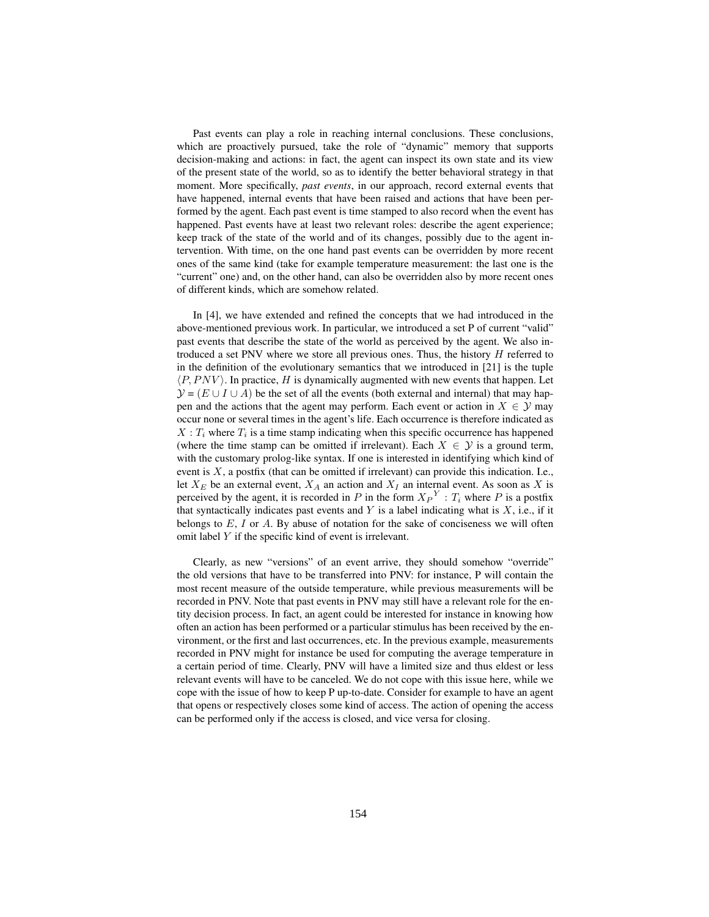Past events can play a role in reaching internal conclusions. These conclusions, which are proactively pursued, take the role of "dynamic" memory that supports decision-making and actions: in fact, the agent can inspect its own state and its view of the present state of the world, so as to identify the better behavioral strategy in that moment. More specifically, *past events*, in our approach, record external events that have happened, internal events that have been raised and actions that have been performed by the agent. Each past event is time stamped to also record when the event has happened. Past events have at least two relevant roles: describe the agent experience; keep track of the state of the world and of its changes, possibly due to the agent intervention. With time, on the one hand past events can be overridden by more recent ones of the same kind (take for example temperature measurement: the last one is the "current" one) and, on the other hand, can also be overridden also by more recent ones of different kinds, which are somehow related.

In [4], we have extended and refined the concepts that we had introduced in the above-mentioned previous work. In particular, we introduced a set P of current "valid" past events that describe the state of the world as perceived by the agent. We also introduced a set PNV where we store all previous ones. Thus, the history $H$ referred to in the definition of the evolutionary semantics that we introduced in [21] is the tuple $\langle P, PNV \rangle$. In practice, $H$ is dynamically augmented with new events that happen. Let $\mathcal{Y} = (E \cup I \cup A)$ be the set of all the events (both external and internal) that may happen and the actions that the agent may perform. Each event or action in $X \in \mathcal{Y}$ may occur none or several times in the agent's life. Each occurrence is therefore indicated as $X : T_i$ where $T_i$ is a time stamp indicating when this specific occurrence has happened (where the time stamp can be omitted if irrelevant). Each $X \in \mathcal{Y}$ is a ground term, with the customary prolog-like syntax. If one is interested in identifying which kind of event is $X$, a postfix (that can be omitted if irrelevant) can provide this indication. I.e., let $X_E$ be an external event, $X_A$ an action and $X_I$ an internal event. As soon as $X$ is perceived by the agent, it is recorded in $P$ in the form ${X_P}^Y : T_i$ where $P$ is a postfix that syntactically indicates past events and $Y$ is a label indicating what is $X$, i.e., if it belongs to $E$, $I$ or $A$. By abuse of notation for the sake of conciseness we will often omit label $Y$ if the specific kind of event is irrelevant.

Clearly, as new "versions" of an event arrive, they should somehow "override" the old versions that have to be transferred into PNV: for instance, P will contain the most recent measure of the outside temperature, while previous measurements will be recorded in PNV. Note that past events in PNV may still have a relevant role for the entity decision process. In fact, an agent could be interested for instance in knowing how often an action has been performed or a particular stimulus has been received by the environment, or the first and last occurrences, etc. In the previous example, measurements recorded in PNV might for instance be used for computing the average temperature in a certain period of time. Clearly, PNV will have a limited size and thus eldest or less relevant events will have to be canceled. We do not cope with this issue here, while we cope with the issue of how to keep P up-to-date. Consider for example to have an agent that opens or respectively closes some kind of access. The action of opening the access can be performed only if the access is closed, and vice versa for closing.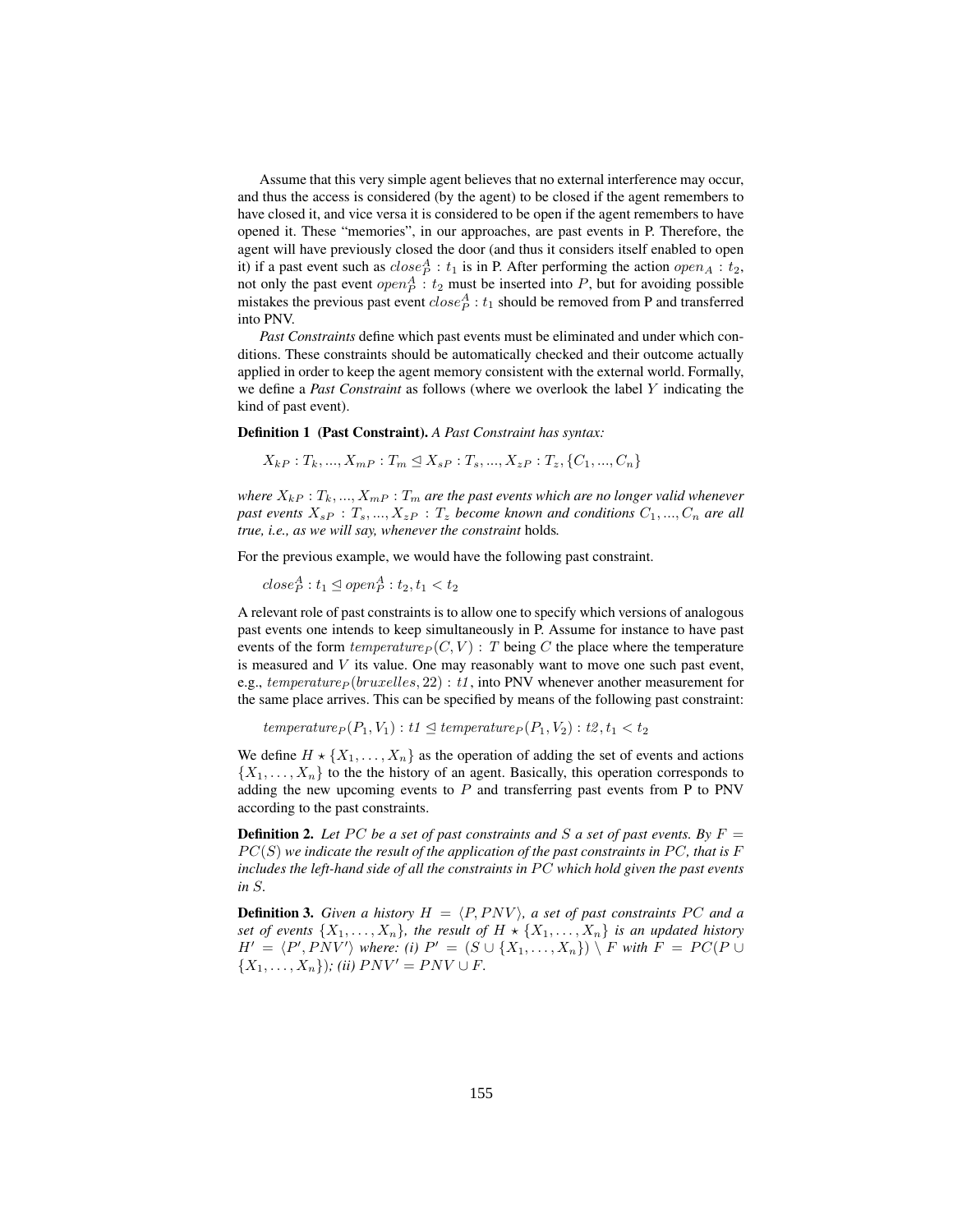Assume that this very simple agent believes that no external interference may occur, and thus the access is considered (by the agent) to be closed if the agent remembers to have closed it, and vice versa it is considered to be open if the agent remembers to have opened it. These "memories", in our approaches, are past events in P. Therefore, the agent will have previously closed the door (and thus it considers itself enabled to open it) if a past event such as $close^A_P : t_1$ is in P. After performing the action $open_A : t_2$, not only the past event $open^A_P : t_2$ must be inserted into $P$, but for avoiding possible mistakes the previous past event $close^A_P : t_1$ should be removed from P and transferred into PNV.

*Past Constraints* define which past events must be eliminated and under which conditions. These constraints should be automatically checked and their outcome actually applied in order to keep the agent memory consistent with the external world. Formally, we define a *Past Constraint* as follows (where we overlook the label $Y$ indicating the kind of past event).

**Definition 1 (Past Constraint).** *A Past Constraint has syntax:*

$$X_{kP} : T_k, ..., X_{mP} : T_m \trianglelefteq X_{sP} : T_s, ..., X_{zP} : T_z, \{C_1, ..., C_n\}$$

*where $X_{kP} : T_k, ..., X_{mP} : T_m$ are the past events which are no longer valid whenever past events $X_{sP} : T_s, ..., X_{zP} : T_z$ become known and conditions $C_1, ..., C_n$ are all true, i.e., as we will say, whenever the constraint* holds*.*

For the previous example, we would have the following past constraint.

$$close^A_P : t_1 \trianglelefteq open^A_P : t_2, t_1 < t_2$$

A relevant role of past constraints is to allow one to specify which versions of analogous past events one intends to keep simultaneously in P. Assume for instance to have past events of the form $temperature_P(C, V) : T$ being $C$ the place where the temperature is measured and $V$ its value. One may reasonably want to move one such past event, e.g., $temperature_P(bruxelles, 22) : t1$, into PNV whenever another measurement for the same place arrives. This can be specified by means of the following past constraint:

$$temperature_P(P_1, V_1) : t1 \trianglelefteq temperature_P(P_1, V_2) : t2, t_1 < t_2$$

We define $H \star \{X_1, \ldots, X_n\}$ as the operation of adding the set of events and actions $\{X_1, \ldots, X_n\}$ to the the history of an agent. Basically, this operation corresponds to adding the new upcoming events to $P$ and transferring past events from P to PNV according to the past constraints.

**Definition 2.** *Let $PC$ be a set of past constraints and $S$ a set of past events. By $F = PC(S)$ we indicate the result of the application of the past constraints in $PC$, that is $F$ includes the left-hand side of all the constraints in $PC$ which hold given the past events in $S$.*

**Definition 3.** *Given a history $H = \langle P, PNV \rangle$, a set of past constraints $PC$ and a set of events $\{X_1, \ldots, X_n\}$, the result of $H \star \{X_1, \ldots, X_n\}$ is an updated history $H' = \langle P', PNV' \rangle$ where: (i) $P' = (S \cup \{X_1, \ldots, X_n\}) \setminus F$ with $F = PC(P \cup \{X_1, \ldots, X_n\})$; (ii) $PNV' = PNV \cup F$.*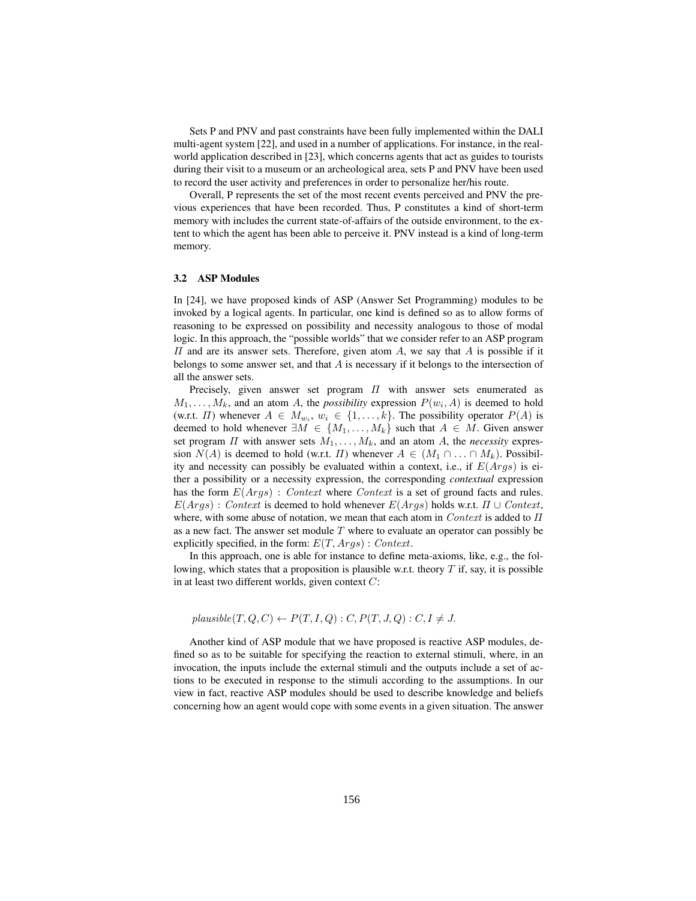Sets P and PNV and past constraints have been fully implemented within the DALI multi-agent system [22], and used in a number of applications. For instance, in the real-world application described in [23], which concerns agents that act as guides to tourists during their visit to a museum or an archeological area, sets P and PNV have been used to record the user activity and preferences in order to personalize her/his route.

Overall, P represents the set of the most recent events perceived and PNV the previous experiences that have been recorded. Thus, P constitutes a kind of short-term memory with includes the current state-of-affairs of the outside environment, to the extent to which the agent has been able to perceive it. PNV instead is a kind of long-term memory.

### 3.2 ASP Modules

In [24], we have proposed kinds of ASP (Answer Set Programming) modules to be invoked by a logical agents. In particular, one kind is defined so as to allow forms of reasoning to be expressed on possibility and necessity analogous to those of modal logic. In this approach, the "possible worlds" that we consider refer to an ASP program $\Pi$ and are its answer sets. Therefore, given atom $A$, we say that $A$ is possible if it belongs to some answer set, and that $A$ is necessary if it belongs to the intersection of all the answer sets.

Precisely, given answer set program $\Pi$ with answer sets enumerated as $M_1, \ldots, M_k$, and an atom $A$, the *possibility* expression $P(w_i, A)$ is deemed to hold (w.r.t. $\Pi$) whenever $A \in M_{w_i}$, $w_i \in \{1, \ldots, k\}$. The possibility operator $P(A)$ is deemed to hold whenever $\exists M \in \{M_1, \ldots, M_k\}$ such that $A \in M$. Given answer set program $\Pi$ with answer sets $M_1, \ldots, M_k$, and an atom $A$, the *necessity* expression $N(A)$ is deemed to hold (w.r.t. $\Pi$) whenever $A \in (M_1 \cap \ldots \cap M_k)$. Possibility and necessity can possibly be evaluated within a context, i.e., if $E(Args)$ is either a possibility or a necessity expression, the corresponding *contextual* expression has the form $E(Args) : Context$ where $Context$ is a set of ground facts and rules. $E(Args) : Context$ is deemed to hold whenever $E(Args)$ holds w.r.t. $\Pi \cup Context$, where, with some abuse of notation, we mean that each atom in $Context$ is added to $\Pi$ as a new fact. The answer set module $T$ where to evaluate an operator can possibly be explicitly specified, in the form: $E(T, Args) : Context$.

In this approach, one is able for instance to define meta-axioms, like, e.g., the following, which states that a proposition is plausible w.r.t. theory $T$ if, say, it is possible in at least two different worlds, given context $C$:

$$plausible(T, Q, C) \leftarrow P(T, I, Q) : C, P(T, J, Q) : C, I \neq J.$$

Another kind of ASP module that we have proposed is reactive ASP modules, defined so as to be suitable for specifying the reaction to external stimuli, where, in an invocation, the inputs include the external stimuli and the outputs include a set of actions to be executed in response to the stimuli according to the assumptions. In our view in fact, reactive ASP modules should be used to describe knowledge and beliefs concerning how an agent would cope with some events in a given situation. The answer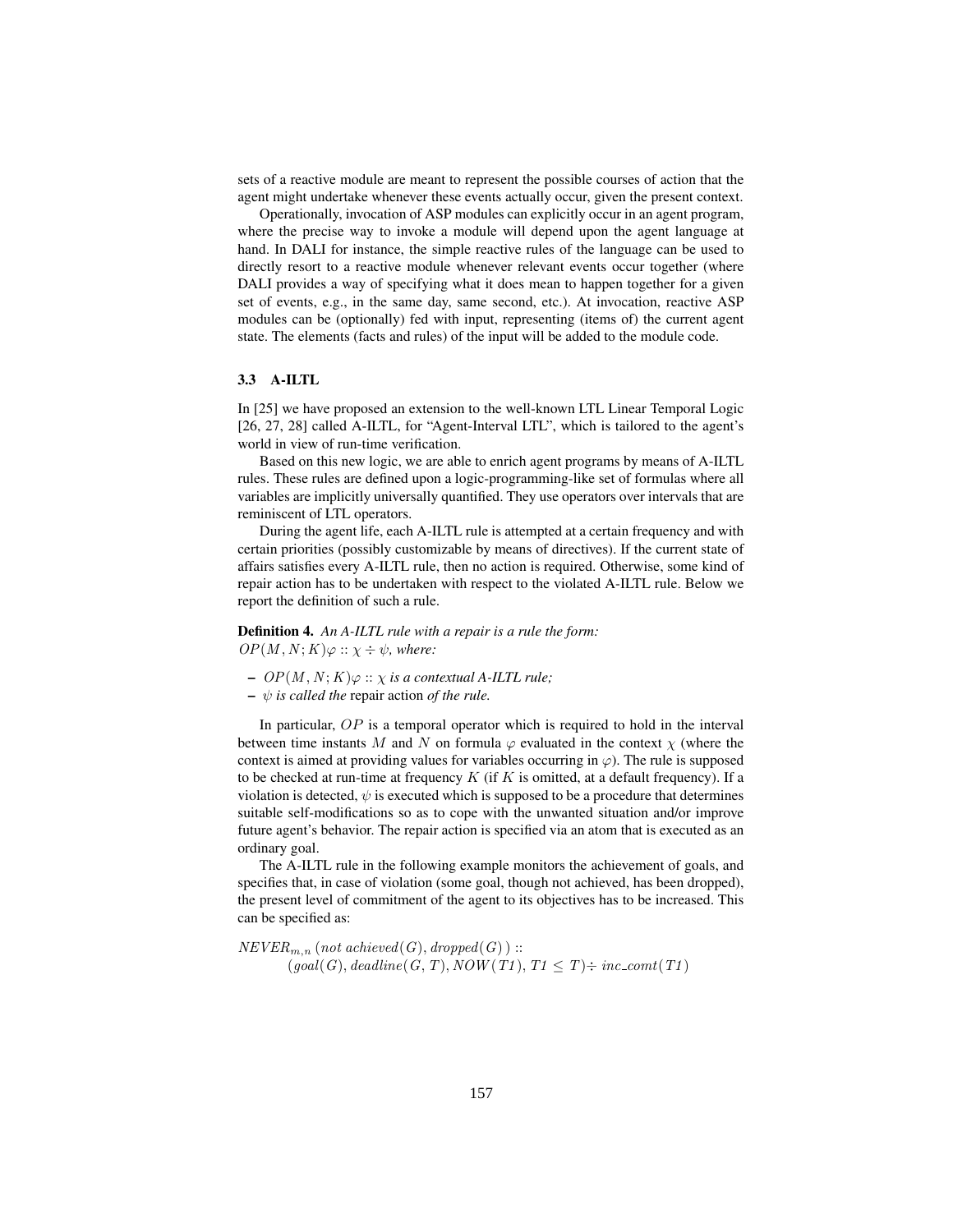sets of a reactive module are meant to represent the possible courses of action that the agent might undertake whenever these events actually occur, given the present context.

Operationally, invocation of ASP modules can explicitly occur in an agent program, where the precise way to invoke a module will depend upon the agent language at hand. In DALI for instance, the simple reactive rules of the language can be used to directly resort to a reactive module whenever relevant events occur together (where DALI provides a way of specifying what it does mean to happen together for a given set of events, e.g., in the same day, same second, etc.). At invocation, reactive ASP modules can be (optionally) fed with input, representing (items of) the current agent state. The elements (facts and rules) of the input will be added to the module code.

### 3.3 A-ILTL

In [25] we have proposed an extension to the well-known LTL Linear Temporal Logic [26, 27, 28] called A-ILTL, for "Agent-Interval LTL", which is tailored to the agent's world in view of run-time verification.

Based on this new logic, we are able to enrich agent programs by means of A-ILTL rules. These rules are defined upon a logic-programming-like set of formulas where all variables are implicitly universally quantified. They use operators over intervals that are reminiscent of LTL operators.

During the agent life, each A-ILTL rule is attempted at a certain frequency and with certain priorities (possibly customizable by means of directives). If the current state of affairs satisfies every A-ILTL rule, then no action is required. Otherwise, some kind of repair action has to be undertaken with respect to the violated A-ILTL rule. Below we report the definition of such a rule.

**Definition 4.** *An A-ILTL rule with a repair is a rule the form:*
$OP(M, N; K)\varphi :: \chi \div \psi$*, where:*

- $OP(M, N; K)\varphi :: \chi$ *is a contextual A-ILTL rule;*
- $\psi$ *is called the* repair action *of the rule.*

In particular, $OP$ is a temporal operator which is required to hold in the interval between time instants $M$ and $N$ on formula $\varphi$ evaluated in the context $\chi$ (where the context is aimed at providing values for variables occurring in $\varphi$). The rule is supposed to be checked at run-time at frequency $K$ (if $K$ is omitted, at a default frequency). If a violation is detected, $\psi$ is executed which is supposed to be a procedure that determines suitable self-modifications so as to cope with the unwanted situation and/or improve future agent's behavior. The repair action is specified via an atom that is executed as an ordinary goal.

The A-ILTL rule in the following example monitors the achievement of goals, and specifies that, in case of violation (some goal, though not achieved, has been dropped), the present level of commitment of the agent to its objectives has to be increased. This can be specified as:

$$NEVER_{m,n}\,(not\ achieved(G), dropped(G)) ::$$
$$(goal(G), deadline(G, T), NOW(T1), T1 \leq T) \div inc\_comt(T1)$$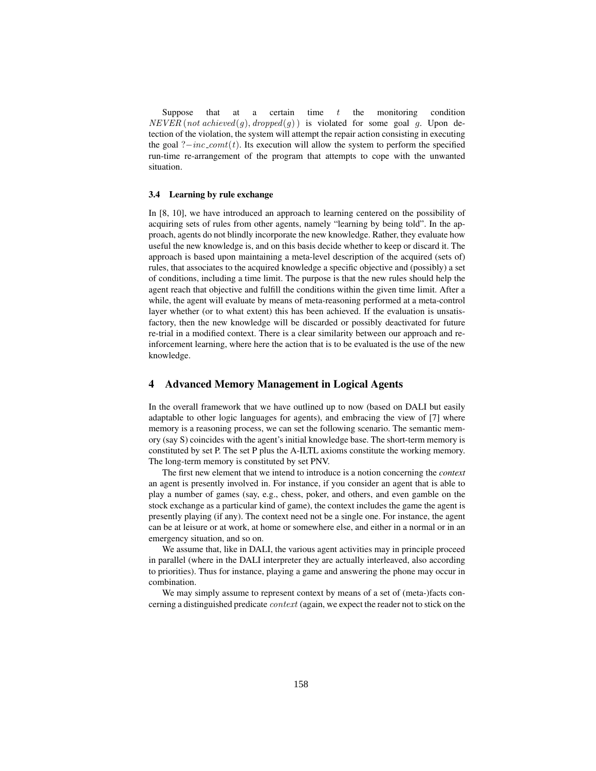Suppose that at a certain time $t$ the monitoring condition $NEVER\,(not\,achieved(g), dropped(g)\,)$ is violated for some goal $g$. Upon detection of the violation, the system will attempt the repair action consisting in executing the goal $?{-}inc\_comt(t)$. Its execution will allow the system to perform the specified run-time re-arrangement of the program that attempts to cope with the unwanted situation.

### 3.4 Learning by rule exchange

In [8, 10], we have introduced an approach to learning centered on the possibility of acquiring sets of rules from other agents, namely "learning by being told". In the approach, agents do not blindly incorporate the new knowledge. Rather, they evaluate how useful the new knowledge is, and on this basis decide whether to keep or discard it. The approach is based upon maintaining a meta-level description of the acquired (sets of) rules, that associates to the acquired knowledge a specific objective and (possibly) a set of conditions, including a time limit. The purpose is that the new rules should help the agent reach that objective and fulfill the conditions within the given time limit. After a while, the agent will evaluate by means of meta-reasoning performed at a meta-control layer whether (or to what extent) this has been achieved. If the evaluation is unsatisfactory, then the new knowledge will be discarded or possibly deactivated for future re-trial in a modified context. There is a clear similarity between our approach and reinforcement learning, where here the action that is to be evaluated is the use of the new knowledge.

## 4 Advanced Memory Management in Logical Agents

In the overall framework that we have outlined up to now (based on DALI but easily adaptable to other logic languages for agents), and embracing the view of [7] where memory is a reasoning process, we can set the following scenario. The semantic memory (say S) coincides with the agent's initial knowledge base. The short-term memory is constituted by set P. The set P plus the A-ILTL axioms constitute the working memory. The long-term memory is constituted by set PNV.

The first new element that we intend to introduce is a notion concerning the *context* an agent is presently involved in. For instance, if you consider an agent that is able to play a number of games (say, e.g., chess, poker, and others, and even gamble on the stock exchange as a particular kind of game), the context includes the game the agent is presently playing (if any). The context need not be a single one. For instance, the agent can be at leisure or at work, at home or somewhere else, and either in a normal or in an emergency situation, and so on.

We assume that, like in DALI, the various agent activities may in principle proceed in parallel (where in the DALI interpreter they are actually interleaved, also according to priorities). Thus for instance, playing a game and answering the phone may occur in combination.

We may simply assume to represent context by means of a set of (meta-)facts concerning a distinguished predicate $context$ (again, we expect the reader not to stick on the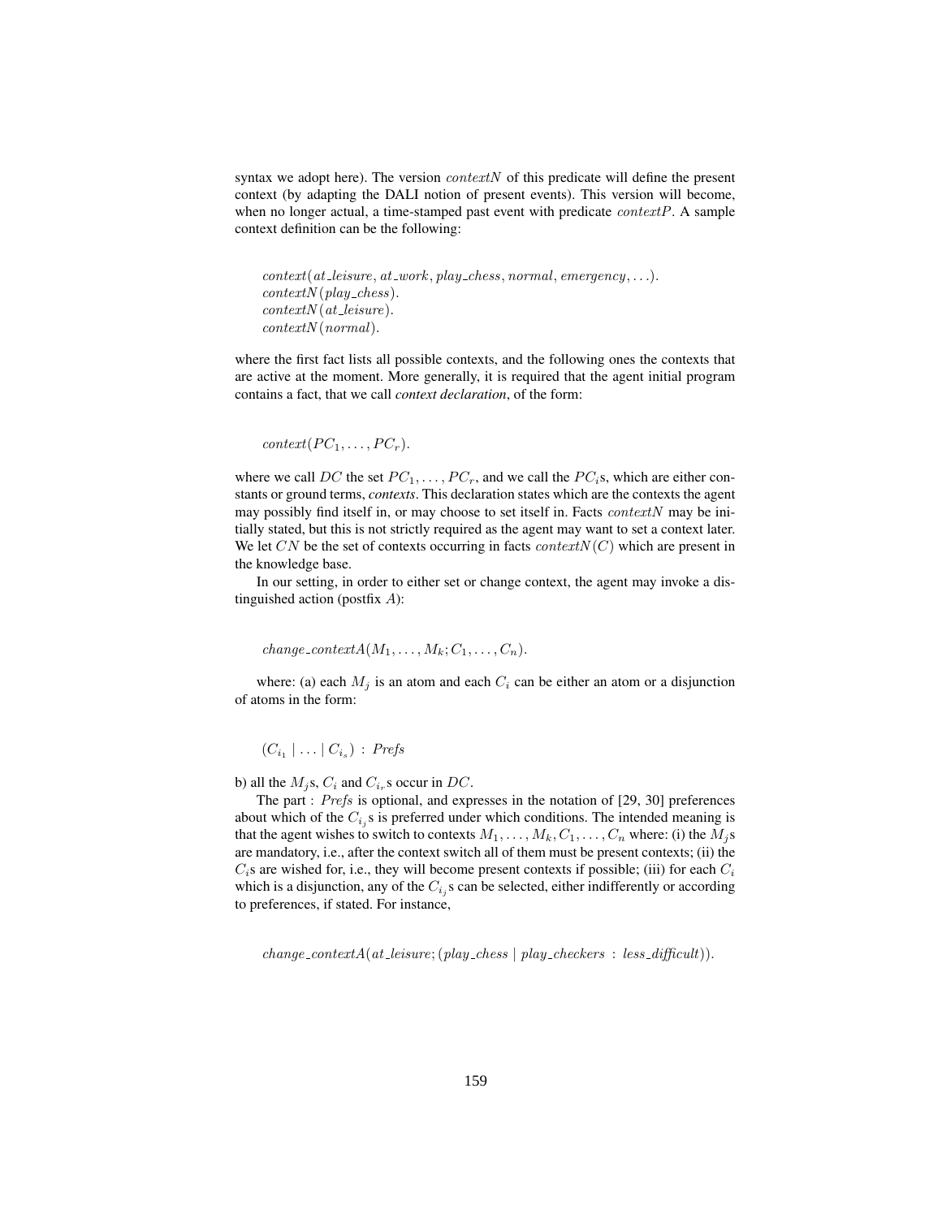syntax we adopt here). The version $contextN$ of this predicate will define the present context (by adapting the DALI notion of present events). This version will become, when no longer actual, a time-stamped past event with predicate $contextP$. A sample context definition can be the following:

$$context(at\_leisure, at\_work, play\_chess, normal, emergency, \ldots).$$
$$contextN(play\_chess).$$
$$contextN(at\_leisure).$$
$$contextN(normal).$$

where the first fact lists all possible contexts, and the following ones the contexts that are active at the moment. More generally, it is required that the agent initial program contains a fact, that we call *context declaration*, of the form:

$$context(PC_1, \ldots, PC_r).$$

where we call $DC$ the set $PC_1, \ldots, PC_r$, and we call the $PC_i$s, which are either constants or ground terms, *contexts*. This declaration states which are the contexts the agent may possibly find itself in, or may choose to set itself in. Facts $contextN$ may be initially stated, but this is not strictly required as the agent may want to set a context later. We let $CN$ be the set of contexts occurring in facts $contextN(C)$ which are present in the knowledge base.

In our setting, in order to either set or change context, the agent may invoke a distinguished action (postfix $A$):

$$change\_contextA(M_1, \ldots, M_k; C_1, \ldots, C_n).$$

where: (a) each $M_j$ is an atom and each $C_i$ can be either an atom or a disjunction of atoms in the form:

$$(C_{i_1} \mid \ldots \mid C_{i_s}) \; : \; \mathit{Prefs}$$

b) all the $M_j$s, $C_i$ and $C_{i_r}$s occur in $DC$.

The part : $\mathit{Prefs}$ is optional, and expresses in the notation of [29, 30] preferences about which of the $C_{i_j}$s is preferred under which conditions. The intended meaning is that the agent wishes to switch to contexts $M_1, \ldots, M_k, C_1, \ldots, C_n$ where: (i) the $M_j$s are mandatory, i.e., after the context switch all of them must be present contexts; (ii) the $C_i$s are wished for, i.e., they will become present contexts if possible; (iii) for each $C_i$ which is a disjunction, any of the $C_{i_j}$s can be selected, either indifferently or according to preferences, if stated. For instance,

$$change\_contextA(at\_leisure; (play\_chess \mid play\_checkers \; : \; less\_difficult)).$$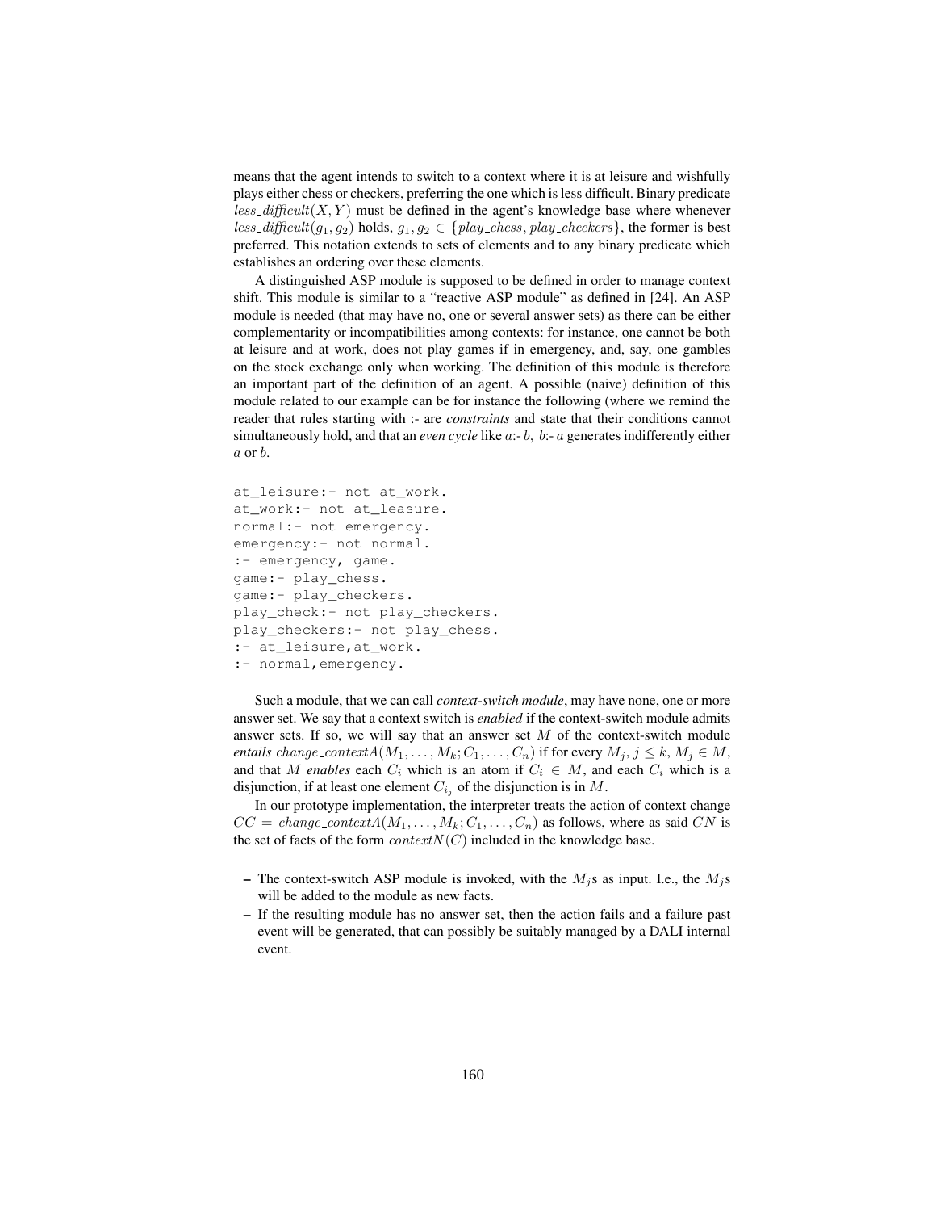means that the agent intends to switch to a context where it is at leisure and wishfully plays either chess or checkers, preferring the one which is less difficult. Binary predicate $less\_difficult(X, Y)$ must be defined in the agent's knowledge base where whenever $less\_difficult(g_1, g_2)$ holds, $g_1, g_2 \in \{play\_chess, play\_checkers\}$, the former is best preferred. This notation extends to sets of elements and to any binary predicate which establishes an ordering over these elements.

A distinguished ASP module is supposed to be defined in order to manage context shift. This module is similar to a "reactive ASP module" as defined in [24]. An ASP module is needed (that may have no, one or several answer sets) as there can be either complementarity or incompatibilities among contexts: for instance, one cannot be both at leisure and at work, does not play games if in emergency, and, say, one gambles on the stock exchange only when working. The definition of this module is therefore an important part of the definition of an agent. A possible (naive) definition of this module related to our example can be for instance the following (where we remind the reader that rules starting with :- are *constraints* and state that their conditions cannot simultaneously hold, and that an *even cycle* like $a$:- $b$, $b$:- $a$ generates indifferently either $a$ or $b$.

```
at_leisure:- not at_work.
at_work:- not at_leasure.
normal:- not emergency.
emergency:- not normal.
:- emergency, game.
game:- play_chess.
game:- play_checkers.
play_check:- not play_checkers.
play_checkers:- not play_chess.
:- at_leisure,at_work.
:- normal,emergency.
```

Such a module, that we can call *context-switch module*, may have none, one or more answer set. We say that a context switch is *enabled* if the context-switch module admits answer sets. If so, we will say that an answer set $M$ of the context-switch module *entails* $change\_contextA(M_1, \ldots, M_k; C_1, \ldots, C_n)$ if for every $M_j$, $j \leq k$, $M_j \in M$, and that $M$ *enables* each $C_i$ which is an atom if $C_i \in M$, and each $C_i$ which is a disjunction, if at least one element $C_{i_j}$ of the disjunction is in $M$.

In our prototype implementation, the interpreter treats the action of context change $CC = change\_contextA(M_1, \ldots, M_k; C_1, \ldots, C_n)$ as follows, where as said $CN$ is the set of facts of the form $contextN(C)$ included in the knowledge base.

- The context-switch ASP module is invoked, with the $M_j$s as input. I.e., the $M_j$s will be added to the module as new facts.
- If the resulting module has no answer set, then the action fails and a failure past event will be generated, that can possibly be suitably managed by a DALI internal event.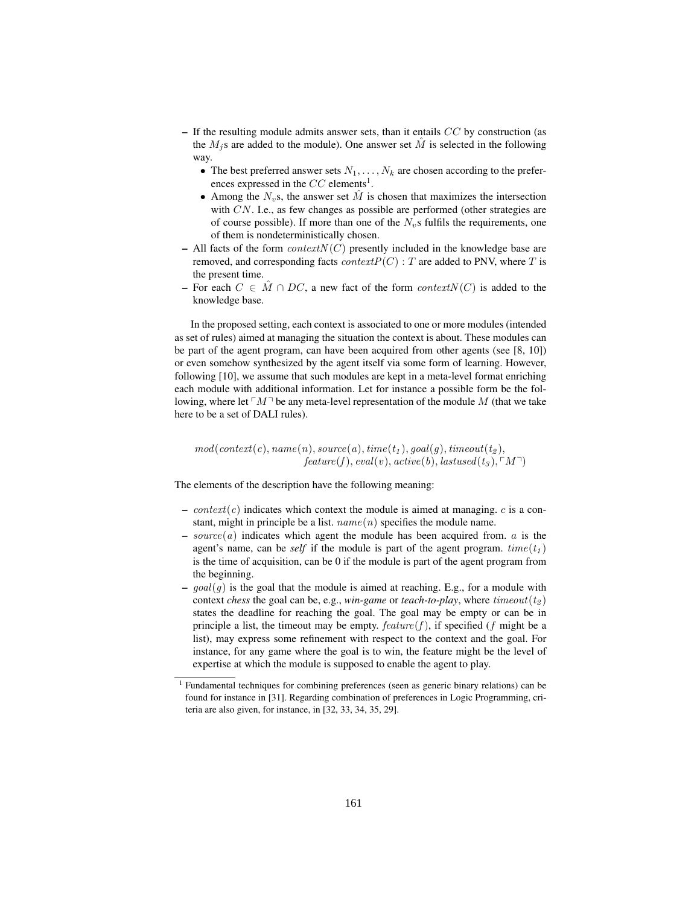- If the resulting module admits answer sets, than it entails $CC$ by construction (as the $M_j$s are added to the module). One answer set $\hat{M}$ is selected in the following way.
  - The best preferred answer sets $N_1, \ldots, N_k$ are chosen according to the preferences expressed in the $CC$ elements[1].
  - Among the $N_v$s, the answer set $\hat{M}$ is chosen that maximizes the intersection with $CN$. I.e., as few changes as possible are performed (other strategies are of course possible). If more than one of the $N_v$s fulfils the requirements, one of them is nondeterministically chosen.
- All facts of the form $contextN(C)$ presently included in the knowledge base are removed, and corresponding facts $contextP(C) : T$ are added to PNV, where $T$ is the present time.
- For each $C \in \hat{M} \cap DC$, a new fact of the form $contextN(C)$ is added to the knowledge base.

In the proposed setting, each context is associated to one or more modules (intended as set of rules) aimed at managing the situation the context is about. These modules can be part of the agent program, can have been acquired from other agents (see [8, 10]) or even somehow synthesized by the agent itself via some form of learning. However, following [10], we assume that such modules are kept in a meta-level format enriching each module with additional information. Let for instance a possible form be the following, where let $\ulcorner M \urcorner$ be any meta-level representation of the module $M$ (that we take here to be a set of DALI rules).

$$mod(context(c), name(n), source(a), time(t_1), goal(g), timeout(t_2),$$
$$feature(f), eval(v), active(b), lastused(t_3), \ulcorner M \urcorner)$$

The elements of the description have the following meaning:

- $context(c)$ indicates which context the module is aimed at managing. $c$ is a constant, might in principle be a list. $name(n)$ specifies the module name.
- $source(a)$ indicates which agent the module has been acquired from. $a$ is the agent's name, can be *self* if the module is part of the agent program. $time(t_1)$ is the time of acquisition, can be 0 if the module is part of the agent program from the beginning.
- $goal(g)$ is the goal that the module is aimed at reaching. E.g., for a module with context *chess* the goal can be, e.g., *win-game* or *teach-to-play*, where $timeout(t_2)$ states the deadline for reaching the goal. The goal may be empty or can be in principle a list, the timeout may be empty. $feature(f)$, if specified ($f$ might be a list), may express some refinement with respect to the context and the goal. For instance, for any game where the goal is to win, the feature might be the level of expertise at which the module is supposed to enable the agent to play.

[1] Fundamental techniques for combining preferences (seen as generic binary relations) can be found for instance in [31]. Regarding combination of preferences in Logic Programming, criteria are also given, for instance, in [32, 33, 34, 35, 29].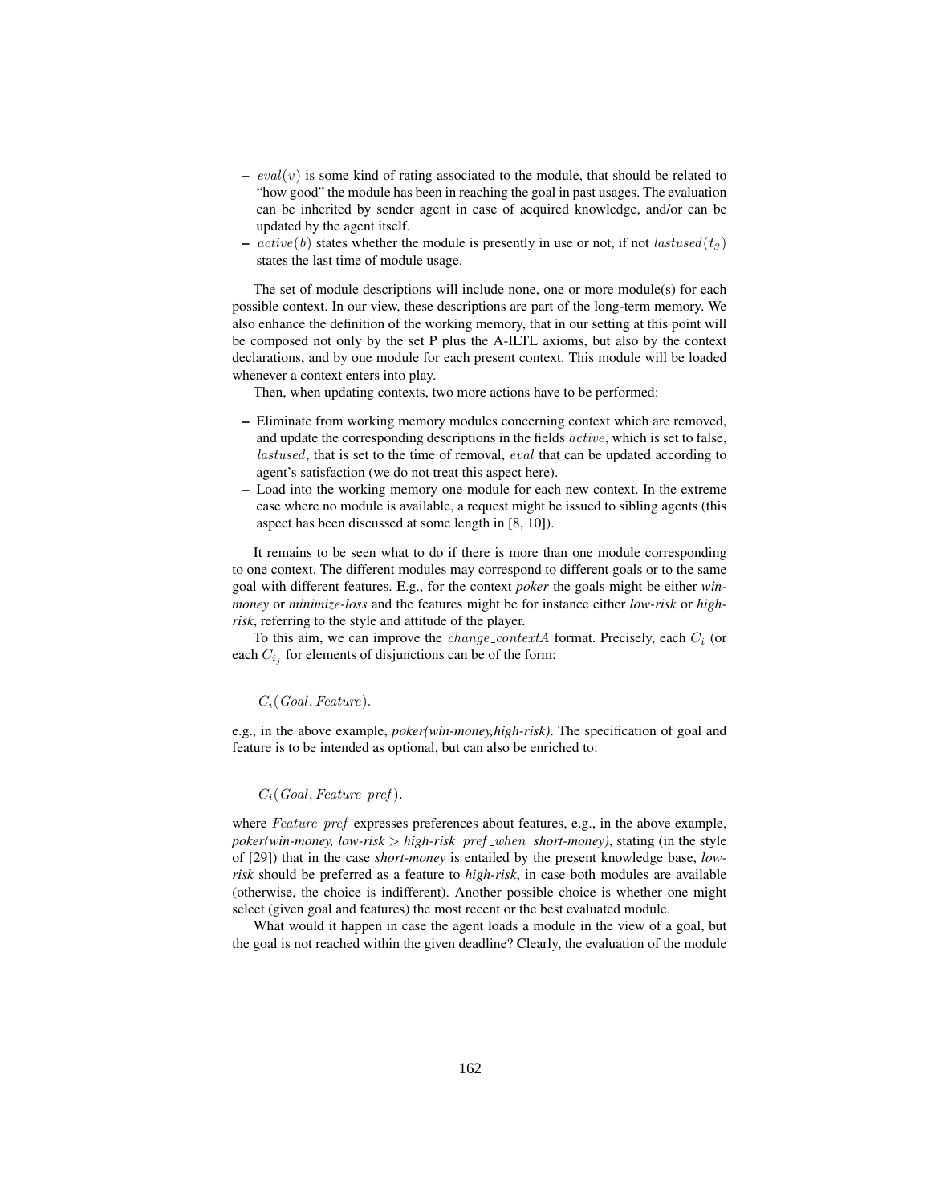- $eval(v)$ is some kind of rating associated to the module, that should be related to "how good" the module has been in reaching the goal in past usages. The evaluation can be inherited by sender agent in case of acquired knowledge, and/or can be updated by the agent itself.
- $active(b)$ states whether the module is presently in use or not, if not $lastused(t_3)$ states the last time of module usage.

The set of module descriptions will include none, one or more module(s) for each possible context. In our view, these descriptions are part of the long-term memory. We also enhance the definition of the working memory, that in our setting at this point will be composed not only by the set P plus the A-ILTL axioms, but also by the context declarations, and by one module for each present context. This module will be loaded whenever a context enters into play.

Then, when updating contexts, two more actions have to be performed:

- Eliminate from working memory modules concerning context which are removed, and update the corresponding descriptions in the fields $active$, which is set to false, $lastused$, that is set to the time of removal, $eval$ that can be updated according to agent's satisfaction (we do not treat this aspect here).
- Load into the working memory one module for each new context. In the extreme case where no module is available, a request might be issued to sibling agents (this aspect has been discussed at some length in [8, 10]).

It remains to be seen what to do if there is more than one module corresponding to one context. The different modules may correspond to different goals or to the same goal with different features. E.g., for the context *poker* the goals might be either *win-money* or *minimize-loss* and the features might be for instance either *low-risk* or *high-risk*, referring to the style and attitude of the player.

To this aim, we can improve the $change\_contextA$ format. Precisely, each $C_i$ (or each $C_{i_j}$ for elements of disjunctions can be of the form:

$$C_i(Goal, Feature).$$

e.g., in the above example, *poker(win-money,high-risk)*. The specification of goal and feature is to be intended as optional, but can also be enriched to:

$$C_i(Goal, Feature\_pref).$$

where $Feature\_pref$ expresses preferences about features, e.g., in the above example, *poker(win-money, low-risk > high-risk pref_when short-money)*, stating (in the style of [29]) that in the case *short-money* is entailed by the present knowledge base, *low-risk* should be preferred as a feature to *high-risk*, in case both modules are available (otherwise, the choice is indifferent). Another possible choice is whether one might select (given goal and features) the most recent or the best evaluated module.

What would it happen in case the agent loads a module in the view of a goal, but the goal is not reached within the given deadline? Clearly, the evaluation of the module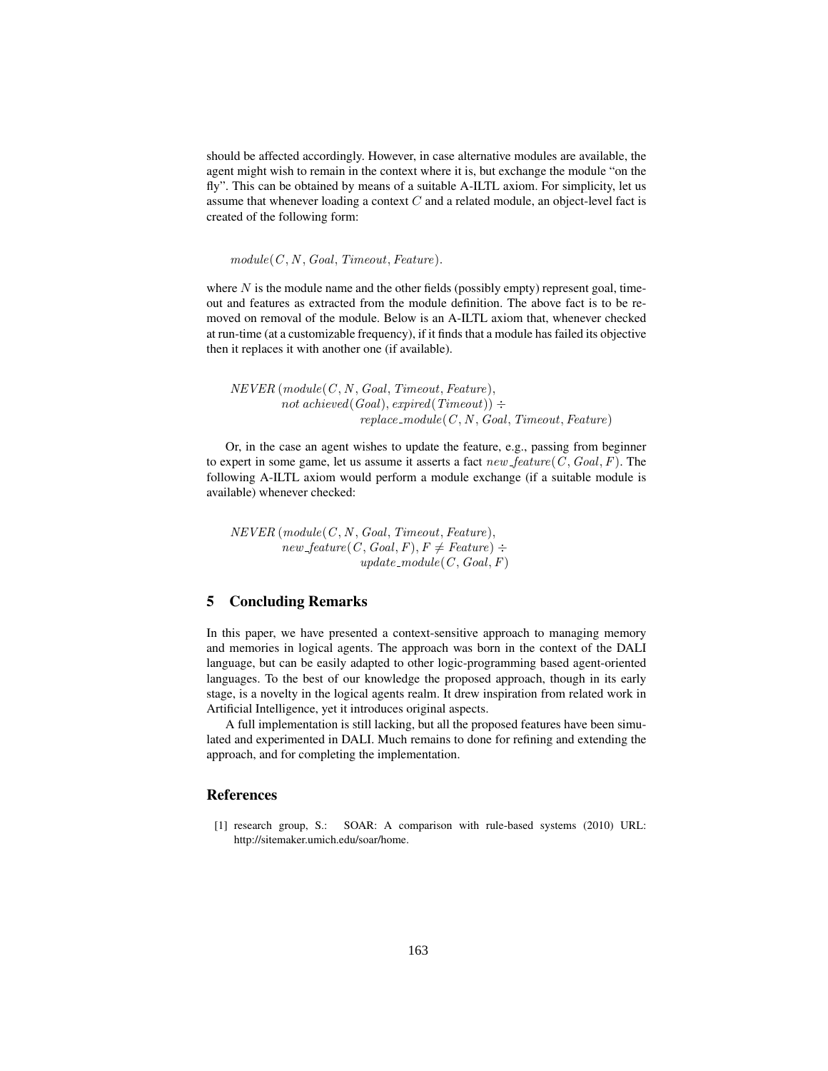should be affected accordingly. However, in case alternative modules are available, the agent might wish to remain in the context where it is, but exchange the module "on the fly". This can be obtained by means of a suitable A-ILTL axiom. For simplicity, let us assume that whenever loading a context $C$ and a related module, an object-level fact is created of the following form:

$$module(C, N, Goal, Timeout, Feature).$$

where $N$ is the module name and the other fields (possibly empty) represent goal, timeout and features as extracted from the module definition. The above fact is to be removed on removal of the module. Below is an A-ILTL axiom that, whenever checked at run-time (at a customizable frequency), if it finds that a module has failed its objective then it replaces it with another one (if available).

$$\begin{aligned} & NEVER\,(module(C, N, Goal, Timeout, Feature), \\ & \quad not\ achieved(Goal), expired(Timeout)) \div \\ & \quad\quad replace\_module(C, N, Goal, Timeout, Feature) \end{aligned}$$

Or, in the case an agent wishes to update the feature, e.g., passing from beginner to expert in some game, let us assume it asserts a fact $new\_feature(C, Goal, F)$. The following A-ILTL axiom would perform a module exchange (if a suitable module is available) whenever checked:

$$\begin{aligned} & NEVER\,(module(C, N, Goal, Timeout, Feature), \\ & \quad new\_feature(C, Goal, F), F \neq Feature) \div \\ & \quad\quad update\_module(C, Goal, F) \end{aligned}$$

## 5 Concluding Remarks

In this paper, we have presented a context-sensitive approach to managing memory and memories in logical agents. The approach was born in the context of the DALI language, but can be easily adapted to other logic-programming based agent-oriented languages. To the best of our knowledge the proposed approach, though in its early stage, is a novelty in the logical agents realm. It drew inspiration from related work in Artificial Intelligence, yet it introduces original aspects.

A full implementation is still lacking, but all the proposed features have been simulated and experimented in DALI. Much remains to done for refining and extending the approach, and for completing the implementation.

## References

[1] research group, S.: SOAR: A comparison with rule-based systems (2010) URL: http://sitemaker.umich.edu/soar/home.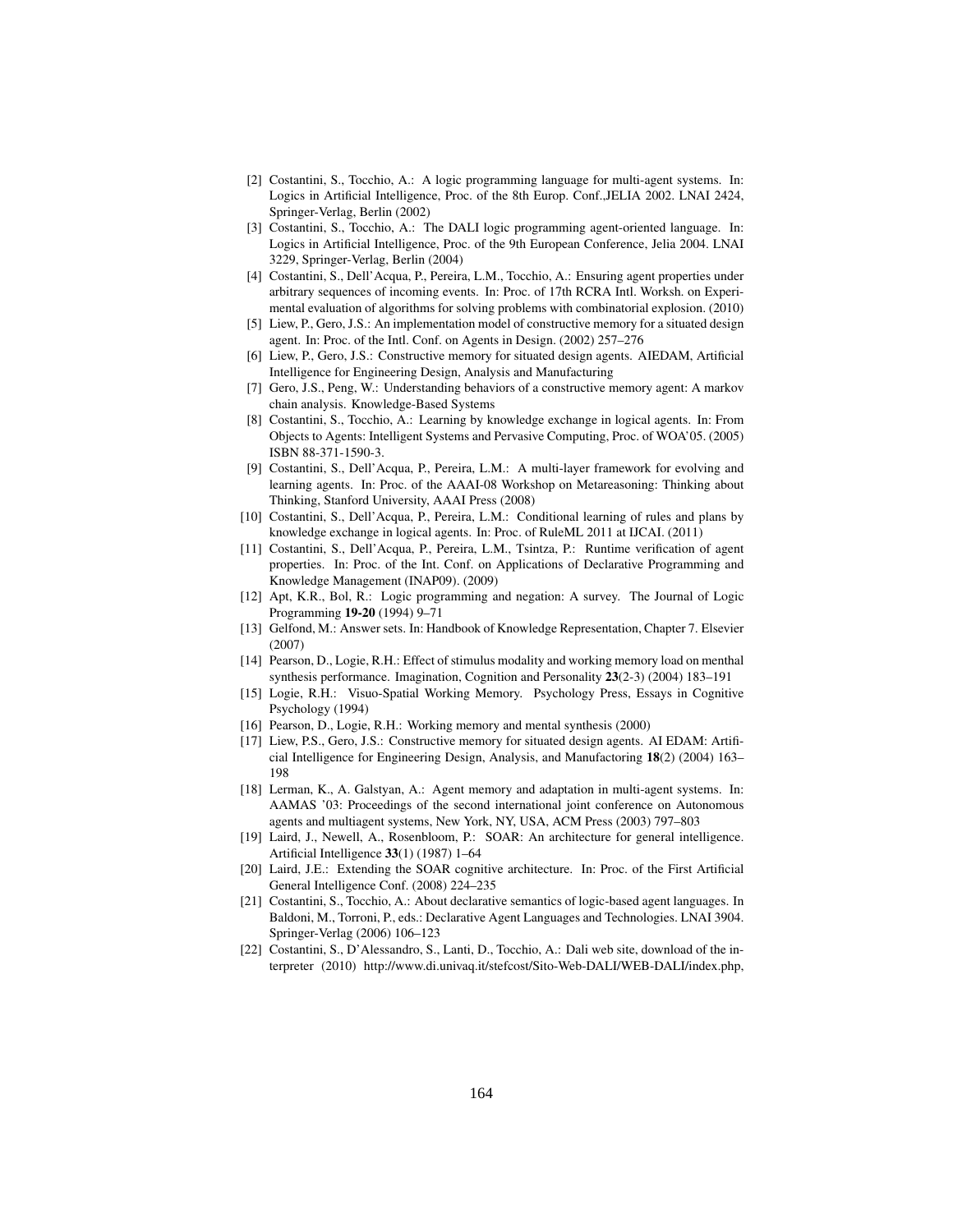[2] Costantini, S., Tocchio, A.: A logic programming language for multi-agent systems. In: Logics in Artificial Intelligence, Proc. of the 8th Europ. Conf.,JELIA 2002. LNAI 2424, Springer-Verlag, Berlin (2002)

[3] Costantini, S., Tocchio, A.: The DALI logic programming agent-oriented language. In: Logics in Artificial Intelligence, Proc. of the 9th European Conference, Jelia 2004. LNAI 3229, Springer-Verlag, Berlin (2004)

[4] Costantini, S., Dell'Acqua, P., Pereira, L.M., Tocchio, A.: Ensuring agent properties under arbitrary sequences of incoming events. In: Proc. of 17th RCRA Intl. Worksh. on Experimental evaluation of algorithms for solving problems with combinatorial explosion. (2010)

[5] Liew, P., Gero, J.S.: An implementation model of constructive memory for a situated design agent. In: Proc. of the Intl. Conf. on Agents in Design. (2002) 257–276

[6] Liew, P., Gero, J.S.: Constructive memory for situated design agents. AIEDAM, Artificial Intelligence for Engineering Design, Analysis and Manufacturing

[7] Gero, J.S., Peng, W.: Understanding behaviors of a constructive memory agent: A markov chain analysis. Knowledge-Based Systems

[8] Costantini, S., Tocchio, A.: Learning by knowledge exchange in logical agents. In: From Objects to Agents: Intelligent Systems and Pervasive Computing, Proc. of WOA'05. (2005) ISBN 88-371-1590-3.

[9] Costantini, S., Dell'Acqua, P., Pereira, L.M.: A multi-layer framework for evolving and learning agents. In: Proc. of the AAAI-08 Workshop on Metareasoning: Thinking about Thinking, Stanford University, AAAI Press (2008)

[10] Costantini, S., Dell'Acqua, P., Pereira, L.M.: Conditional learning of rules and plans by knowledge exchange in logical agents. In: Proc. of RuleML 2011 at IJCAI. (2011)

[11] Costantini, S., Dell'Acqua, P., Pereira, L.M., Tsintza, P.: Runtime verification of agent properties. In: Proc. of the Int. Conf. on Applications of Declarative Programming and Knowledge Management (INAP09). (2009)

[12] Apt, K.R., Bol, R.: Logic programming and negation: A survey. The Journal of Logic Programming **19-20** (1994) 9–71

[13] Gelfond, M.: Answer sets. In: Handbook of Knowledge Representation, Chapter 7. Elsevier (2007)

[14] Pearson, D., Logie, R.H.: Effect of stimulus modality and working memory load on menthal synthesis performance. Imagination, Cognition and Personality **23**(2-3) (2004) 183–191

[15] Logie, R.H.: Visuo-Spatial Working Memory. Psychology Press, Essays in Cognitive Psychology (1994)

[16] Pearson, D., Logie, R.H.: Working memory and mental synthesis (2000)

[17] Liew, P.S., Gero, J.S.: Constructive memory for situated design agents. AI EDAM: Artificial Intelligence for Engineering Design, Analysis, and Manufactoring **18**(2) (2004) 163–198

[18] Lerman, K., A. Galstyan, A.: Agent memory and adaptation in multi-agent systems. In: AAMAS '03: Proceedings of the second international joint conference on Autonomous agents and multiagent systems, New York, NY, USA, ACM Press (2003) 797–803

[19] Laird, J., Newell, A., Rosenbloom, P.: SOAR: An architecture for general intelligence. Artificial Intelligence **33**(1) (1987) 1–64

[20] Laird, J.E.: Extending the SOAR cognitive architecture. In: Proc. of the First Artificial General Intelligence Conf. (2008) 224–235

[21] Costantini, S., Tocchio, A.: About declarative semantics of logic-based agent languages. In Baldoni, M., Torroni, P., eds.: Declarative Agent Languages and Technologies. LNAI 3904. Springer-Verlag (2006) 106–123

[22] Costantini, S., D'Alessandro, S., Lanti, D., Tocchio, A.: Dali web site, download of the interpreter (2010) http://www.di.univaq.it/stefcost/Sito-Web-DALI/WEB-DALI/index.php,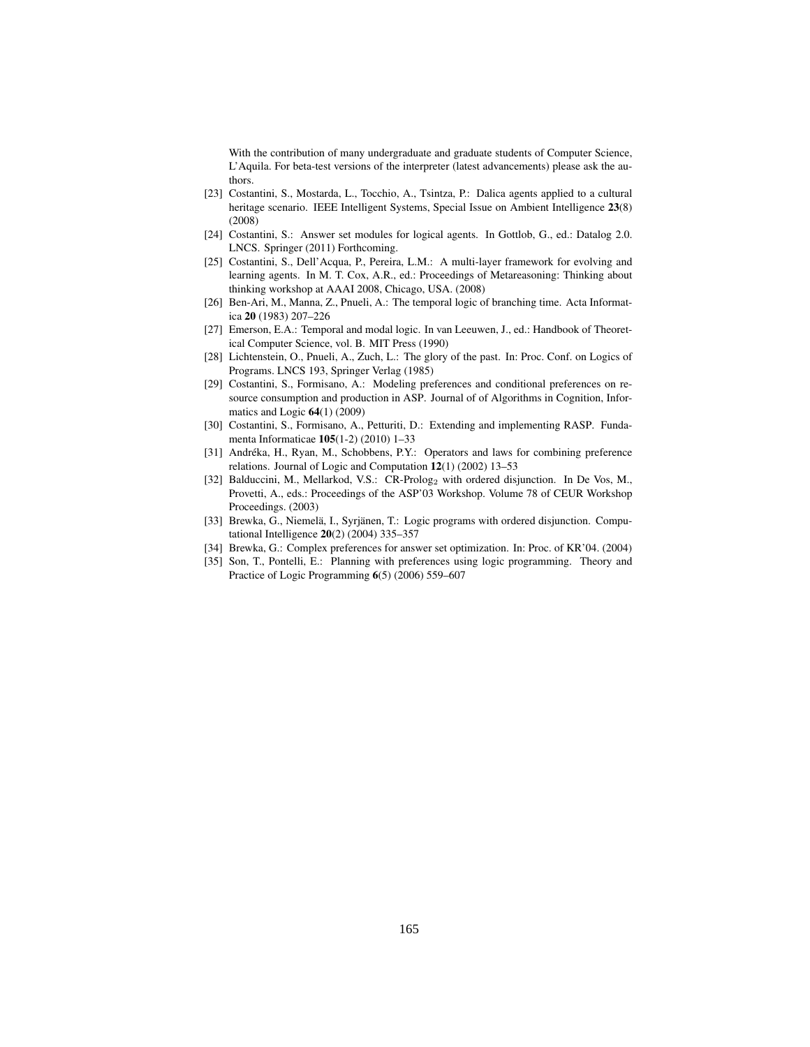With the contribution of many undergraduate and graduate students of Computer Science, L'Aquila. For beta-test versions of the interpreter (latest advancements) please ask the authors.

[23] Costantini, S., Mostarda, L., Tocchio, A., Tsintza, P.: Dalica agents applied to a cultural heritage scenario. IEEE Intelligent Systems, Special Issue on Ambient Intelligence **23**(8) (2008)

[24] Costantini, S.: Answer set modules for logical agents. In Gottlob, G., ed.: Datalog 2.0. LNCS. Springer (2011) Forthcoming.

[25] Costantini, S., Dell'Acqua, P., Pereira, L.M.: A multi-layer framework for evolving and learning agents. In M. T. Cox, A.R., ed.: Proceedings of Metareasoning: Thinking about thinking workshop at AAAI 2008, Chicago, USA. (2008)

[26] Ben-Ari, M., Manna, Z., Pnueli, A.: The temporal logic of branching time. Acta Informatica **20** (1983) 207–226

[27] Emerson, E.A.: Temporal and modal logic. In van Leeuwen, J., ed.: Handbook of Theoretical Computer Science, vol. B. MIT Press (1990)

[28] Lichtenstein, O., Pnueli, A., Zuch, L.: The glory of the past. In: Proc. Conf. on Logics of Programs. LNCS 193, Springer Verlag (1985)

[29] Costantini, S., Formisano, A.: Modeling preferences and conditional preferences on resource consumption and production in ASP. Journal of of Algorithms in Cognition, Informatics and Logic **64**(1) (2009)

[30] Costantini, S., Formisano, A., Petturiti, D.: Extending and implementing RASP. Fundamenta Informaticae **105**(1-2) (2010) 1–33

[31] Andréka, H., Ryan, M., Schobbens, P.Y.: Operators and laws for combining preference relations. Journal of Logic and Computation **12**(1) (2002) 13–53

[32] Balduccini, M., Mellarkod, V.S.: CR-Prolog$_2$ with ordered disjunction. In De Vos, M., Provetti, A., eds.: Proceedings of the ASP'03 Workshop. Volume 78 of CEUR Workshop Proceedings. (2003)

[33] Brewka, G., Niemelä, I., Syrjänen, T.: Logic programs with ordered disjunction. Computational Intelligence **20**(2) (2004) 335–357

[34] Brewka, G.: Complex preferences for answer set optimization. In: Proc. of KR'04. (2004)

[35] Son, T., Pontelli, E.: Planning with preferences using logic programming. Theory and Practice of Logic Programming **6**(5) (2006) 559–607